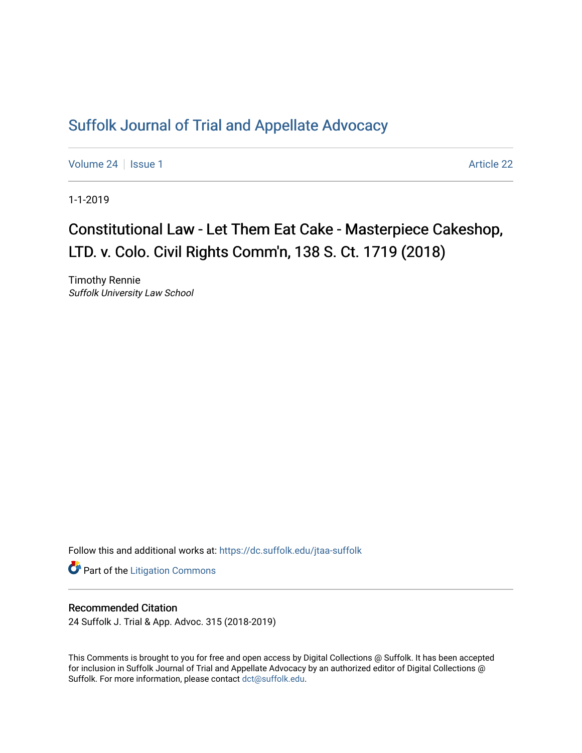# Suffolk Journal of Trial and Appellate Advocacy

Volume 24 | Issue 1 | Article 22

1-1-2019

## Constitutional Law - Let Them Eat Cake - Masterpiece Cakeshop, LTD. v. Colo. Civil Rights Comm'n, 138 S. Ct. 1719 (2018)

Timothy Rennie
*Suffolk University Law School*

Follow this and additional works at: https://dc.suffolk.edu/jtaa-suffolk

Part of the Litigation Commons

### Recommended Citation

24 Suffolk J. Trial & App. Advoc. 315 (2018-2019)

This Comments is brought to you for free and open access by Digital Collections @ Suffolk. It has been accepted for inclusion in Suffolk Journal of Trial and Appellate Advocacy by an authorized editor of Digital Collections @ Suffolk. For more information, please contact dct@suffolk.edu.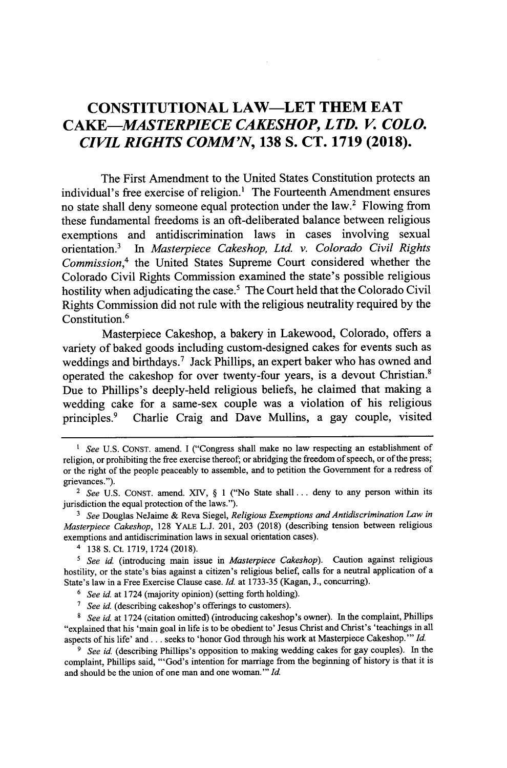# CONSTITUTIONAL LAW—LET THEM EAT CAKE—*MASTERPIECE CAKESHOP, LTD. V. COLO. CIVIL RIGHTS COMM'N*, 138 S. CT. 1719 (2018).

The First Amendment to the United States Constitution protects an individual's free exercise of religion.[1] The Fourteenth Amendment ensures no state shall deny someone equal protection under the law.[2] Flowing from these fundamental freedoms is an oft-deliberated balance between religious exemptions and antidiscrimination laws in cases involving sexual orientation.[3] In *Masterpiece Cakeshop, Ltd. v. Colorado Civil Rights Commission*,[4] the United States Supreme Court considered whether the Colorado Civil Rights Commission examined the state's possible religious hostility when adjudicating the case.[5] The Court held that the Colorado Civil Rights Commission did not rule with the religious neutrality required by the Constitution.[6]

Masterpiece Cakeshop, a bakery in Lakewood, Colorado, offers a variety of baked goods including custom-designed cakes for events such as weddings and birthdays.[7] Jack Phillips, an expert baker who has owned and operated the cakeshop for over twenty-four years, is a devout Christian.[8] Due to Phillips's deeply-held religious beliefs, he claimed that making a wedding cake for a same-sex couple was a violation of his religious principles.[9] Charlie Craig and Dave Mullins, a gay couple, visited

---

[1] *See* U.S. CONST. amend. I ("Congress shall make no law respecting an establishment of religion, or prohibiting the free exercise thereof; or abridging the freedom of speech, or of the press; or the right of the people peaceably to assemble, and to petition the Government for a redress of grievances.").

[2] *See* U.S. CONST. amend. XIV, § 1 ("No State shall . . . deny to any person within its jurisdiction the equal protection of the laws.").

[3] *See* Douglas NeJaime & Reva Siegel, *Religious Exemptions and Antidiscrimination Law in Masterpiece Cakeshop*, 128 YALE L.J. 201, 203 (2018) (describing tension between religious exemptions and antidiscrimination laws in sexual orientation cases).

[4] 138 S. Ct. 1719, 1724 (2018).

[5] *See id.* (introducing main issue in *Masterpiece Cakeshop*). Caution against religious hostility, or the state's bias against a citizen's religious belief, calls for a neutral application of a State's law in a Free Exercise Clause case. *Id.* at 1733-35 (Kagan, J., concurring).

[6] *See id.* at 1724 (majority opinion) (setting forth holding).

[7] *See id.* (describing cakeshop's offerings to customers).

[8] *See id.* at 1724 (citation omitted) (introducing cakeshop's owner). In the complaint, Phillips "explained that his 'main goal in life is to be obedient to' Jesus Christ and Christ's 'teachings in all aspects of his life' and . . . seeks to 'honor God through his work at Masterpiece Cakeshop.'" *Id.*

[9] *See id.* (describing Phillips's opposition to making wedding cakes for gay couples). In the complaint, Phillips said, "'God's intention for marriage from the beginning of history is that it is and should be the union of one man and one woman.'" *Id.*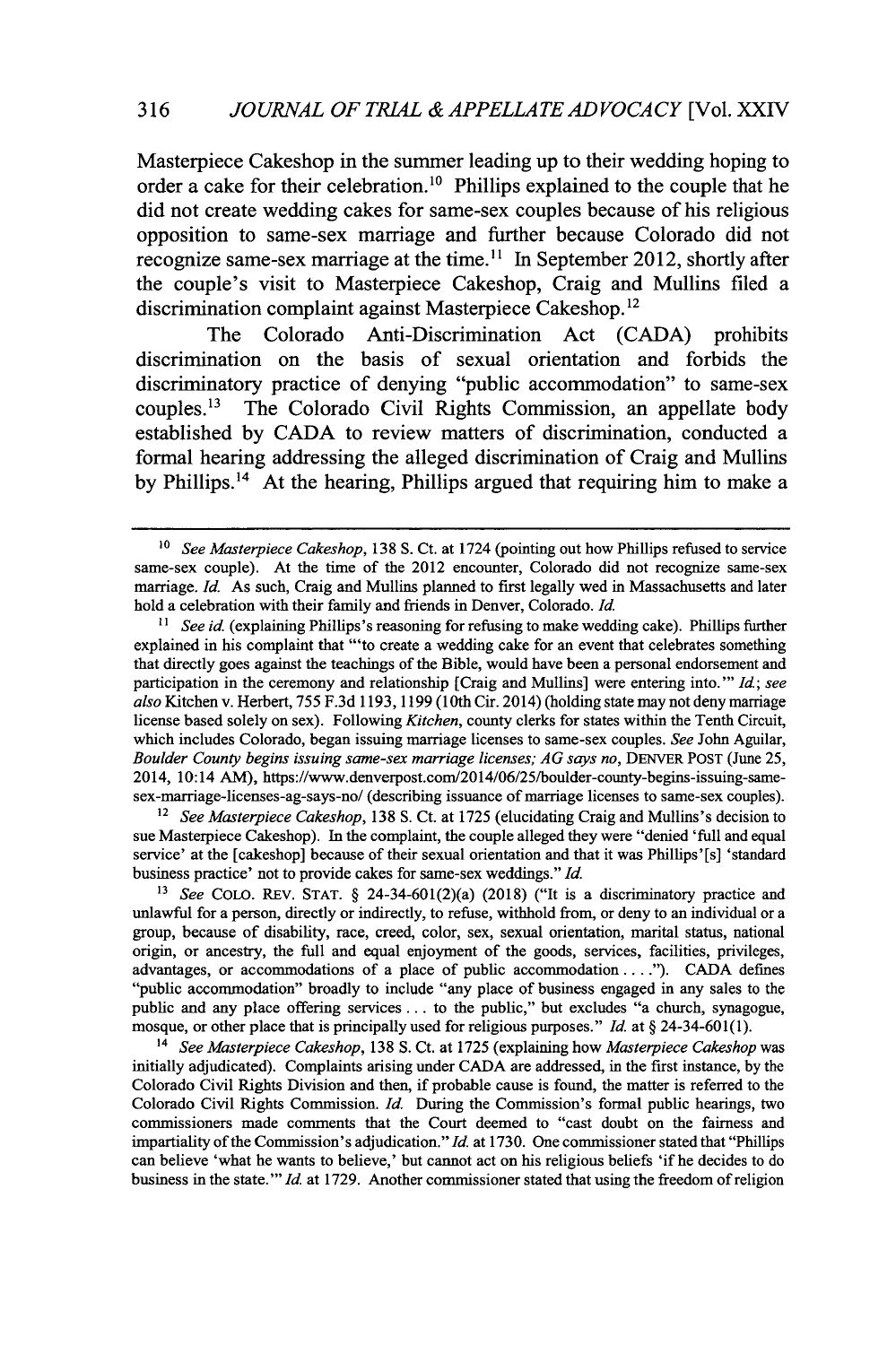Masterpiece Cakeshop in the summer leading up to their wedding hoping to order a cake for their celebration.[10] Phillips explained to the couple that he did not create wedding cakes for same-sex couples because of his religious opposition to same-sex marriage and further because Colorado did not recognize same-sex marriage at the time.[11] In September 2012, shortly after the couple's visit to Masterpiece Cakeshop, Craig and Mullins filed a discrimination complaint against Masterpiece Cakeshop.[12]

The Colorado Anti-Discrimination Act (CADA) prohibits discrimination on the basis of sexual orientation and forbids the discriminatory practice of denying "public accommodation" to same-sex couples.[13] The Colorado Civil Rights Commission, an appellate body established by CADA to review matters of discrimination, conducted a formal hearing addressing the alleged discrimination of Craig and Mullins by Phillips.[14] At the hearing, Phillips argued that requiring him to make a

---

[10] *See Masterpiece Cakeshop*, 138 S. Ct. at 1724 (pointing out how Phillips refused to service same-sex couple). At the time of the 2012 encounter, Colorado did not recognize same-sex marriage. *Id.* As such, Craig and Mullins planned to first legally wed in Massachusetts and later hold a celebration with their family and friends in Denver, Colorado. *Id.*

[11] *See id.* (explaining Phillips's reasoning for refusing to make wedding cake). Phillips further explained in his complaint that "'to create a wedding cake for an event that celebrates something that directly goes against the teachings of the Bible, would have been a personal endorsement and participation in the ceremony and relationship [Craig and Mullins] were entering into.'" *Id.*; *see also* Kitchen v. Herbert, 755 F.3d 1193, 1199 (10th Cir. 2014) (holding state may not deny marriage license based solely on sex). Following *Kitchen*, county clerks for states within the Tenth Circuit, which includes Colorado, began issuing marriage licenses to same-sex couples. *See* John Aguilar, *Boulder County begins issuing same-sex marriage licenses; AG says no*, DENVER POST (June 25, 2014, 10:14 AM), https://www.denverpost.com/2014/06/25/boulder-county-begins-issuing-same-sex-marriage-licenses-ag-says-no/ (describing issuance of marriage licenses to same-sex couples).

[12] *See Masterpiece Cakeshop*, 138 S. Ct. at 1725 (elucidating Craig and Mullins's decision to sue Masterpiece Cakeshop). In the complaint, the couple alleged they were "denied 'full and equal service' at the [cakeshop] because of their sexual orientation and that it was Phillips'[s] 'standard business practice' not to provide cakes for same-sex weddings." *Id.*

[13] *See* COLO. REV. STAT. § 24-34-601(2)(a) (2018) ("It is a discriminatory practice and unlawful for a person, directly or indirectly, to refuse, withhold from, or deny to an individual or a group, because of disability, race, creed, color, sex, sexual orientation, marital status, national origin, or ancestry, the full and equal enjoyment of the goods, services, facilities, privileges, advantages, or accommodations of a place of public accommodation . . . ."). CADA defines "public accommodation" broadly to include "any place of business engaged in any sales to the public and any place offering services . . . to the public," but excludes "a church, synagogue, mosque, or other place that is principally used for religious purposes." *Id.* at § 24-34-601(1).

[14] *See Masterpiece Cakeshop*, 138 S. Ct. at 1725 (explaining how *Masterpiece Cakeshop* was initially adjudicated). Complaints arising under CADA are addressed, in the first instance, by the Colorado Civil Rights Division and then, if probable cause is found, the matter is referred to the Colorado Civil Rights Commission. *Id.* During the Commission's formal public hearings, two commissioners made comments that the Court deemed to "cast doubt on the fairness and impartiality of the Commission's adjudication." *Id.* at 1730. One commissioner stated that "Phillips can believe 'what he wants to believe,' but cannot act on his religious beliefs 'if he decides to do business in the state.'" *Id.* at 1729. Another commissioner stated that using the freedom of religion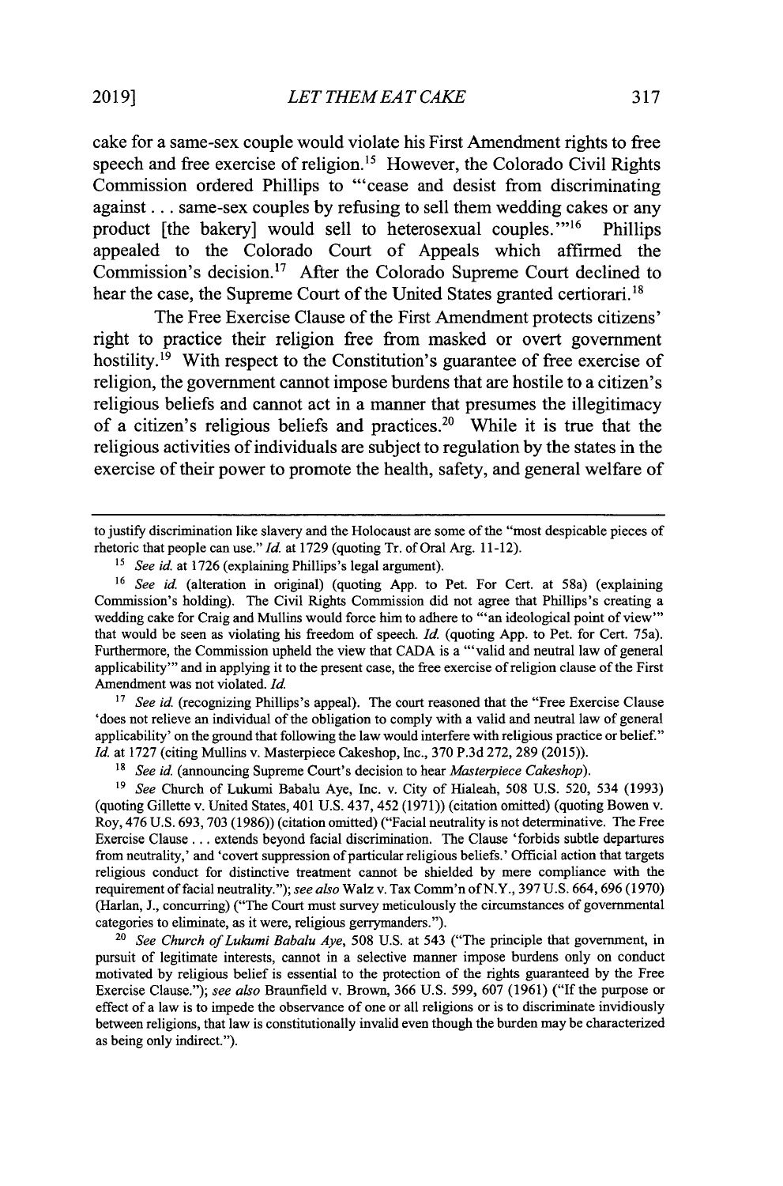cake for a same-sex couple would violate his First Amendment rights to free speech and free exercise of religion.[15] However, the Colorado Civil Rights Commission ordered Phillips to "'cease and desist from discriminating against . . . same-sex couples by refusing to sell them wedding cakes or any product [the bakery] would sell to heterosexual couples.'"[16] Phillips appealed to the Colorado Court of Appeals which affirmed the Commission's decision.[17] After the Colorado Supreme Court declined to hear the case, the Supreme Court of the United States granted certiorari.[18]

The Free Exercise Clause of the First Amendment protects citizens' right to practice their religion free from masked or overt government hostility.[19] With respect to the Constitution's guarantee of free exercise of religion, the government cannot impose burdens that are hostile to a citizen's religious beliefs and cannot act in a manner that presumes the illegitimacy of a citizen's religious beliefs and practices.[20] While it is true that the religious activities of individuals are subject to regulation by the states in the exercise of their power to promote the health, safety, and general welfare of

---

to justify discrimination like slavery and the Holocaust are some of the "most despicable pieces of rhetoric that people can use." *Id.* at 1729 (quoting Tr. of Oral Arg. 11-12).

[15] *See id.* at 1726 (explaining Phillips's legal argument).

[16] *See id.* (alteration in original) (quoting App. to Pet. For Cert. at 58a) (explaining Commission's holding). The Civil Rights Commission did not agree that Phillips's creating a wedding cake for Craig and Mullins would force him to adhere to "'an ideological point of view'" that would be seen as violating his freedom of speech. *Id.* (quoting App. to Pet. for Cert. 75a). Furthermore, the Commission upheld the view that CADA is a "'valid and neutral law of general applicability'" and in applying it to the present case, the free exercise of religion clause of the First Amendment was not violated. *Id.*

[17] *See id.* (recognizing Phillips's appeal). The court reasoned that the "Free Exercise Clause 'does not relieve an individual of the obligation to comply with a valid and neutral law of general applicability' on the ground that following the law would interfere with religious practice or belief." *Id.* at 1727 (citing Mullins v. Masterpiece Cakeshop, Inc., 370 P.3d 272, 289 (2015)).

[18] *See id.* (announcing Supreme Court's decision to hear *Masterpiece Cakeshop*).

[19] *See* Church of Lukumi Babalu Aye, Inc. v. City of Hialeah, 508 U.S. 520, 534 (1993) (quoting Gillette v. United States, 401 U.S. 437, 452 (1971)) (citation omitted) (quoting Bowen v. Roy, 476 U.S. 693, 703 (1986)) (citation omitted) ("Facial neutrality is not determinative. The Free Exercise Clause . . . extends beyond facial discrimination. The Clause 'forbids subtle departures from neutrality,' and 'covert suppression of particular religious beliefs.' Official action that targets religious conduct for distinctive treatment cannot be shielded by mere compliance with the requirement of facial neutrality."); *see also* Walz v. Tax Comm'n of N.Y., 397 U.S. 664, 696 (1970) (Harlan, J., concurring) ("The Court must survey meticulously the circumstances of governmental categories to eliminate, as it were, religious gerrymanders.").

[20] *See Church of Lukumi Babalu Aye*, 508 U.S. at 543 ("The principle that government, in pursuit of legitimate interests, cannot in a selective manner impose burdens only on conduct motivated by religious belief is essential to the protection of the rights guaranteed by the Free Exercise Clause."); *see also* Braunfield v. Brown, 366 U.S. 599, 607 (1961) ("If the purpose or effect of a law is to impede the observance of one or all religions or is to discriminate invidiously between religions, that law is constitutionally invalid even though the burden may be characterized as being only indirect.").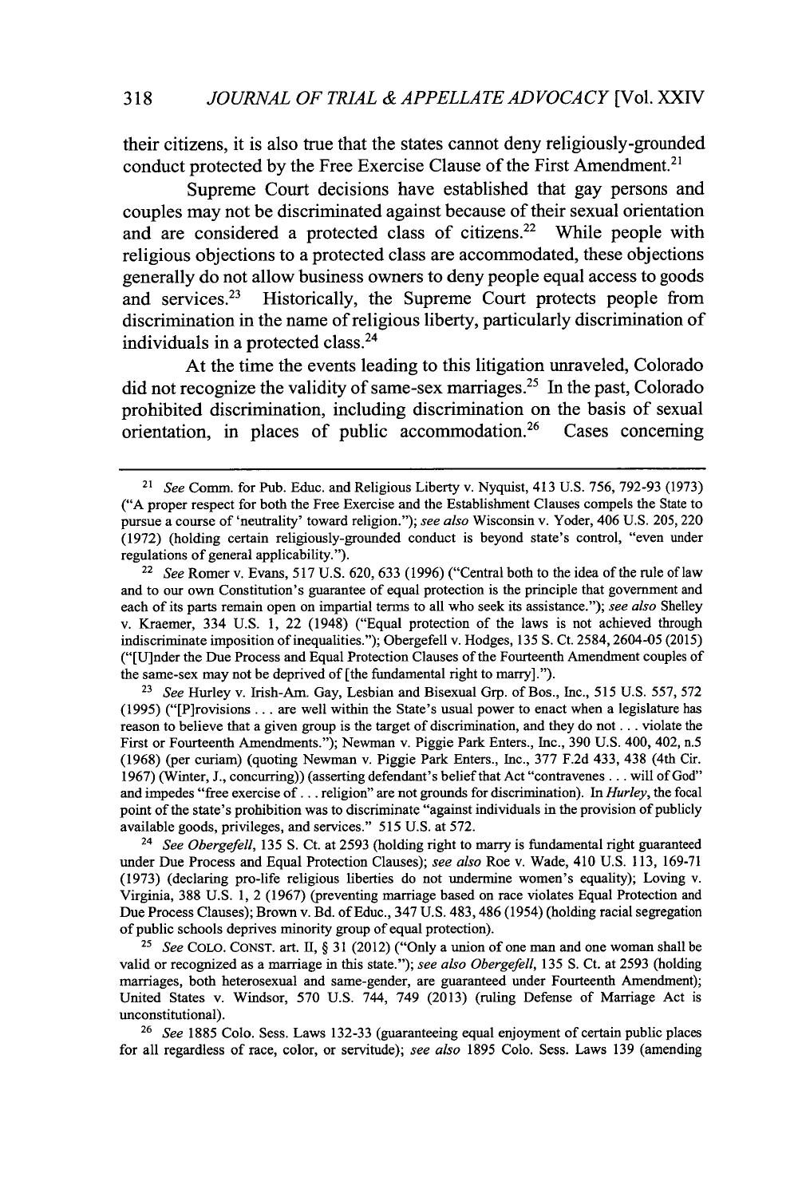their citizens, it is also true that the states cannot deny religiously-grounded conduct protected by the Free Exercise Clause of the First Amendment.[21]

Supreme Court decisions have established that gay persons and couples may not be discriminated against because of their sexual orientation and are considered a protected class of citizens.[22] While people with religious objections to a protected class are accommodated, these objections generally do not allow business owners to deny people equal access to goods and services.[23] Historically, the Supreme Court protects people from discrimination in the name of religious liberty, particularly discrimination of individuals in a protected class.[24]

At the time the events leading to this litigation unraveled, Colorado did not recognize the validity of same-sex marriages.[25] In the past, Colorado prohibited discrimination, including discrimination on the basis of sexual orientation, in places of public accommodation.[26] Cases concerning

---

[21] *See* Comm. for Pub. Educ. and Religious Liberty v. Nyquist, 413 U.S. 756, 792-93 (1973) ("A proper respect for both the Free Exercise and the Establishment Clauses compels the State to pursue a course of 'neutrality' toward religion."); *see also* Wisconsin v. Yoder, 406 U.S. 205, 220 (1972) (holding certain religiously-grounded conduct is beyond state's control, "even under regulations of general applicability.").

[22] *See* Romer v. Evans, 517 U.S. 620, 633 (1996) ("Central both to the idea of the rule of law and to our own Constitution's guarantee of equal protection is the principle that government and each of its parts remain open on impartial terms to all who seek its assistance."); *see also* Shelley v. Kraemer, 334 U.S. 1, 22 (1948) ("Equal protection of the laws is not achieved through indiscriminate imposition of inequalities."); Obergefell v. Hodges, 135 S. Ct. 2584, 2604-05 (2015) ("[U]nder the Due Process and Equal Protection Clauses of the Fourteenth Amendment couples of the same-sex may not be deprived of [the fundamental right to marry].").

[23] *See* Hurley v. Irish-Am. Gay, Lesbian and Bisexual Grp. of Bos., Inc., 515 U.S. 557, 572 (1995) ("[P]rovisions . . . are well within the State's usual power to enact when a legislature has reason to believe that a given group is the target of discrimination, and they do not . . . violate the First or Fourteenth Amendments."); Newman v. Piggie Park Enters., Inc., 390 U.S. 400, 402, n.5 (1968) (per curiam) (quoting Newman v. Piggie Park Enters., Inc., 377 F.2d 433, 438 (4th Cir. 1967) (Winter, J., concurring)) (asserting defendant's belief that Act "contravenes . . . will of God" and impedes "free exercise of . . . religion" are not grounds for discrimination). In *Hurley*, the focal point of the state's prohibition was to discriminate "against individuals in the provision of publicly available goods, privileges, and services." 515 U.S. at 572.

[24] *See Obergefell*, 135 S. Ct. at 2593 (holding right to marry is fundamental right guaranteed under Due Process and Equal Protection Clauses); *see also* Roe v. Wade, 410 U.S. 113, 169-71 (1973) (declaring pro-life religious liberties do not undermine women's equality); Loving v. Virginia, 388 U.S. 1, 2 (1967) (preventing marriage based on race violates Equal Protection and Due Process Clauses); Brown v. Bd. of Educ., 347 U.S. 483, 486 (1954) (holding racial segregation of public schools deprives minority group of equal protection).

[25] *See* COLO. CONST. art. II, § 31 (2012) ("Only a union of one man and one woman shall be valid or recognized as a marriage in this state."); *see also Obergefell*, 135 S. Ct. at 2593 (holding marriages, both heterosexual and same-gender, are guaranteed under Fourteenth Amendment); United States v. Windsor, 570 U.S. 744, 749 (2013) (ruling Defense of Marriage Act is unconstitutional).

[26] *See* 1885 Colo. Sess. Laws 132-33 (guaranteeing equal enjoyment of certain public places for all regardless of race, color, or servitude); *see also* 1895 Colo. Sess. Laws 139 (amending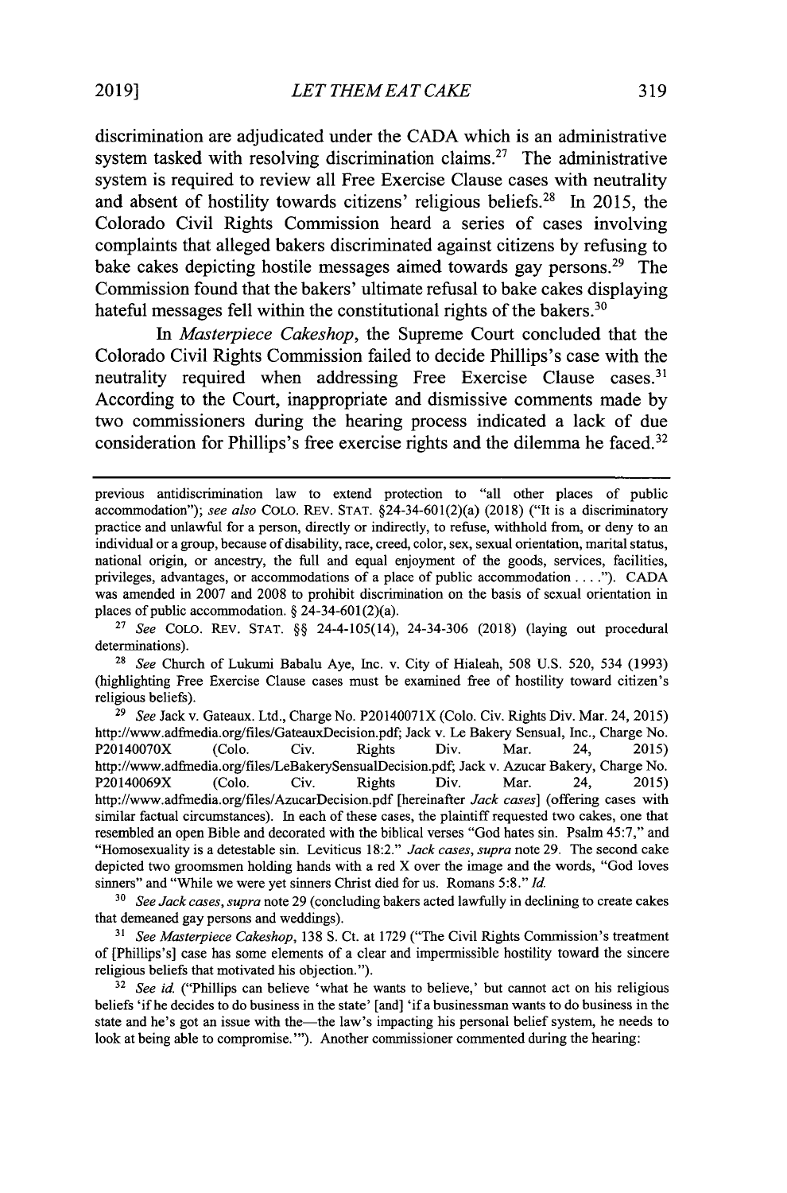discrimination are adjudicated under the CADA which is an administrative system tasked with resolving discrimination claims.[27] The administrative system is required to review all Free Exercise Clause cases with neutrality and absent of hostility towards citizens' religious beliefs.[28] In 2015, the Colorado Civil Rights Commission heard a series of cases involving complaints that alleged bakers discriminated against citizens by refusing to bake cakes depicting hostile messages aimed towards gay persons.[29] The Commission found that the bakers' ultimate refusal to bake cakes displaying hateful messages fell within the constitutional rights of the bakers.[30]

In *Masterpiece Cakeshop*, the Supreme Court concluded that the Colorado Civil Rights Commission failed to decide Phillips's case with the neutrality required when addressing Free Exercise Clause cases.[31] According to the Court, inappropriate and dismissive comments made by two commissioners during the hearing process indicated a lack of due consideration for Phillips's free exercise rights and the dilemma he faced.[32]

---

previous antidiscrimination law to extend protection to "all other places of public accommodation"); *see also* COLO. REV. STAT. §24-34-601(2)(a) (2018) ("It is a discriminatory practice and unlawful for a person, directly or indirectly, to refuse, withhold from, or deny to an individual or a group, because of disability, race, creed, color, sex, sexual orientation, marital status, national origin, or ancestry, the full and equal enjoyment of the goods, services, facilities, privileges, advantages, or accommodations of a place of public accommodation . . . ."). CADA was amended in 2007 and 2008 to prohibit discrimination on the basis of sexual orientation in places of public accommodation. § 24-34-601(2)(a).

[27] *See* COLO. REV. STAT. §§ 24-4-105(14), 24-34-306 (2018) (laying out procedural determinations).

[28] *See* Church of Lukumi Babalu Aye, Inc. v. City of Hialeah, 508 U.S. 520, 534 (1993) (highlighting Free Exercise Clause cases must be examined free of hostility toward citizen's religious beliefs).

[29] *See* Jack v. Gateaux. Ltd., Charge No. P20140071X (Colo. Civ. Rights Div. Mar. 24, 2015) http://www.adfmedia.org/files/GateauxDecision.pdf; Jack v. Le Bakery Sensual, Inc., Charge No. P20140070X (Colo. Civ. Rights Div. Mar. 24, 2015) http://www.adfmedia.org/files/LeBakerySensualDecision.pdf; Jack v. Azucar Bakery, Charge No. P20140069X (Colo. Civ. Rights Div. Mar. 24, 2015) http://www.adfmedia.org/files/AzucarDecision.pdf [hereinafter *Jack cases*] (offering cases with similar factual circumstances). In each of these cases, the plaintiff requested two cakes, one that resembled an open Bible and decorated with the biblical verses "God hates sin. Psalm 45:7," and "Homosexuality is a detestable sin. Leviticus 18:2." *Jack cases*, *supra* note 29. The second cake depicted two groomsmen holding hands with a red X over the image and the words, "God loves sinners" and "While we were yet sinners Christ died for us. Romans 5:8." *Id.*

[30] *See Jack cases*, *supra* note 29 (concluding bakers acted lawfully in declining to create cakes that demeaned gay persons and weddings).

[31] *See Masterpiece Cakeshop*, 138 S. Ct. at 1729 ("The Civil Rights Commission's treatment of [Phillips's] case has some elements of a clear and impermissible hostility toward the sincere religious beliefs that motivated his objection.").

[32] *See id.* ("Phillips can believe 'what he wants to believe,' but cannot act on his religious beliefs 'if he decides to do business in the state' [and] 'if a businessman wants to do business in the state and he's got an issue with the—the law's impacting his personal belief system, he needs to look at being able to compromise.'"). Another commissioner commented during the hearing: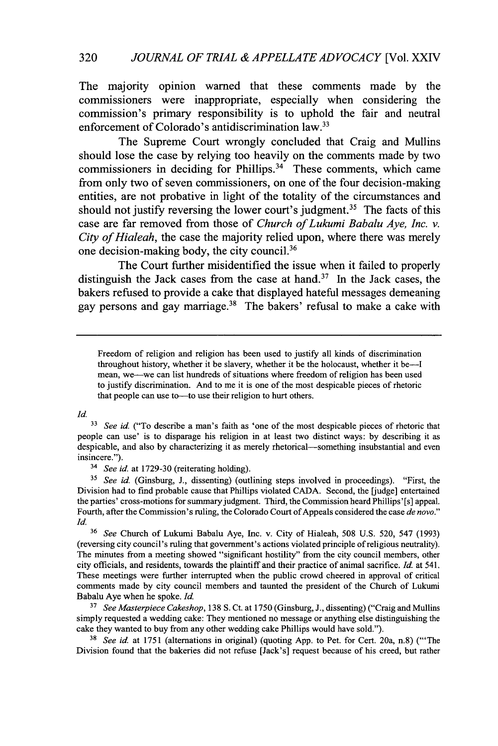The majority opinion warned that these comments made by the commissioners were inappropriate, especially when considering the commission's primary responsibility is to uphold the fair and neutral enforcement of Colorado's antidiscrimination law.[33]

The Supreme Court wrongly concluded that Craig and Mullins should lose the case by relying too heavily on the comments made by two commissioners in deciding for Phillips.[34] These comments, which came from only two of seven commissioners, on one of the four decision-making entities, are not probative in light of the totality of the circumstances and should not justify reversing the lower court's judgment.[35] The facts of this case are far removed from those of *Church of Lukumi Babalu Aye, Inc. v. City of Hialeah*, the case the majority relied upon, where there was merely one decision-making body, the city council.[36]

The Court further misidentified the issue when it failed to properly distinguish the Jack cases from the case at hand.[37] In the Jack cases, the bakers refused to provide a cake that displayed hateful messages demeaning gay persons and gay marriage.[38] The bakers' refusal to make a cake with

---

> Freedom of religion and religion has been used to justify all kinds of discrimination throughout history, whether it be slavery, whether it be the holocaust, whether it be—I mean, we—we can list hundreds of situations where freedom of religion has been used to justify discrimination. And to me it is one of the most despicable pieces of rhetoric that people can use to—to use their religion to hurt others.

*Id.*

[33] *See id.* ("To describe a man's faith as 'one of the most despicable pieces of rhetoric that people can use' is to disparage his religion in at least two distinct ways: by describing it as despicable, and also by characterizing it as merely rhetorical—something insubstantial and even insincere.").

[34] *See id.* at 1729-30 (reiterating holding).

[35] *See id.* (Ginsburg, J., dissenting) (outlining steps involved in proceedings). "First, the Division had to find probable cause that Phillips violated CADA. Second, the [judge] entertained the parties' cross-motions for summary judgment. Third, the Commission heard Phillips'[s] appeal. Fourth, after the Commission's ruling, the Colorado Court of Appeals considered the case *de novo*." *Id.*

[36] *See* Church of Lukumi Babalu Aye, Inc. v. City of Hialeah, 508 U.S. 520, 547 (1993) (reversing city council's ruling that government's actions violated principle of religious neutrality). The minutes from a meeting showed "significant hostility" from the city council members, other city officials, and residents, towards the plaintiff and their practice of animal sacrifice. *Id.* at 541. These meetings were further interrupted when the public crowd cheered in approval of critical comments made by city council members and taunted the president of the Church of Lukumi Babalu Aye when he spoke. *Id.*

[37] *See Masterpiece Cakeshop*, 138 S. Ct. at 1750 (Ginsburg, J., dissenting) ("Craig and Mullins simply requested a wedding cake: They mentioned no message or anything else distinguishing the cake they wanted to buy from any other wedding cake Phillips would have sold.").

[38] *See id.* at 1751 (alternations in original) (quoting App. to Pet. for Cert. 20a, n.8) ("'The Division found that the bakeries did not refuse [Jack's] request because of his creed, but rather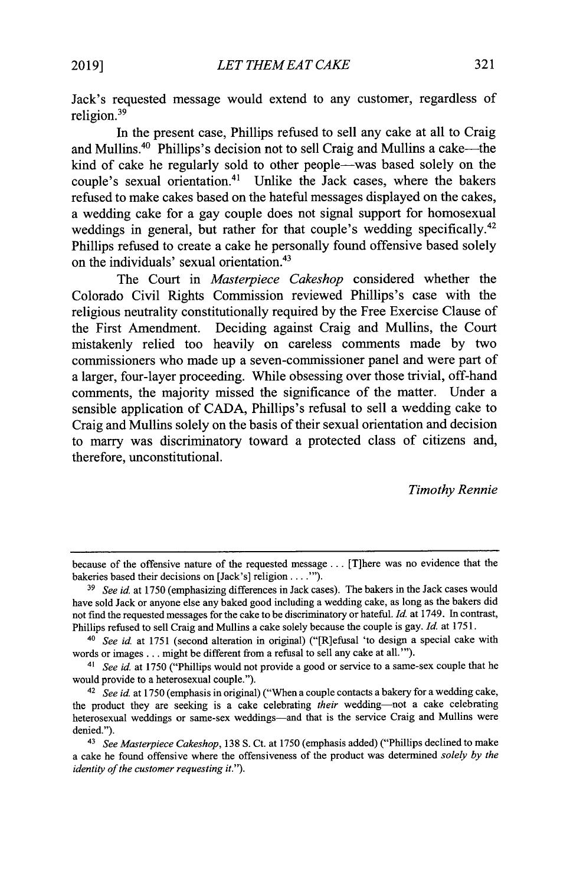Jack's requested message would extend to any customer, regardless of religion.[39]

In the present case, Phillips refused to sell any cake at all to Craig and Mullins.[40] Phillips's decision not to sell Craig and Mullins a cake—the kind of cake he regularly sold to other people—was based solely on the couple's sexual orientation.[41] Unlike the Jack cases, where the bakers refused to make cakes based on the hateful messages displayed on the cakes, a wedding cake for a gay couple does not signal support for homosexual weddings in general, but rather for that couple's wedding specifically.[42] Phillips refused to create a cake he personally found offensive based solely on the individuals' sexual orientation.[43]

The Court in *Masterpiece Cakeshop* considered whether the Colorado Civil Rights Commission reviewed Phillips's case with the religious neutrality constitutionally required by the Free Exercise Clause of the First Amendment. Deciding against Craig and Mullins, the Court mistakenly relied too heavily on careless comments made by two commissioners who made up a seven-commissioner panel and were part of a larger, four-layer proceeding. While obsessing over those trivial, off-hand comments, the majority missed the significance of the matter. Under a sensible application of CADA, Phillips's refusal to sell a wedding cake to Craig and Mullins solely on the basis of their sexual orientation and decision to marry was discriminatory toward a protected class of citizens and, therefore, unconstitutional.

*Timothy Rennie*

---

because of the offensive nature of the requested message . . . [T]here was no evidence that the bakeries based their decisions on [Jack's] religion . . . .'").

[39] *See id.* at 1750 (emphasizing differences in Jack cases). The bakers in the Jack cases would have sold Jack or anyone else any baked good including a wedding cake, as long as the bakers did not find the requested messages for the cake to be discriminatory or hateful. *Id.* at 1749. In contrast, Phillips refused to sell Craig and Mullins a cake solely because the couple is gay. *Id.* at 1751.

[40] *See id.* at 1751 (second alteration in original) ("[R]efusal 'to design a special cake with words or images . . . might be different from a refusal to sell any cake at all.'").

[41] *See id.* at 1750 ("Phillips would not provide a good or service to a same-sex couple that he would provide to a heterosexual couple.").

[42] *See id.* at 1750 (emphasis in original) ("When a couple contacts a bakery for a wedding cake, the product they are seeking is a cake celebrating *their* wedding—not a cake celebrating heterosexual weddings or same-sex weddings—and that is the service Craig and Mullins were denied.").

[43] *See Masterpiece Cakeshop*, 138 S. Ct. at 1750 (emphasis added) ("Phillips declined to make a cake he found offensive where the offensiveness of the product was determined *solely by the identity of the customer requesting it.*").